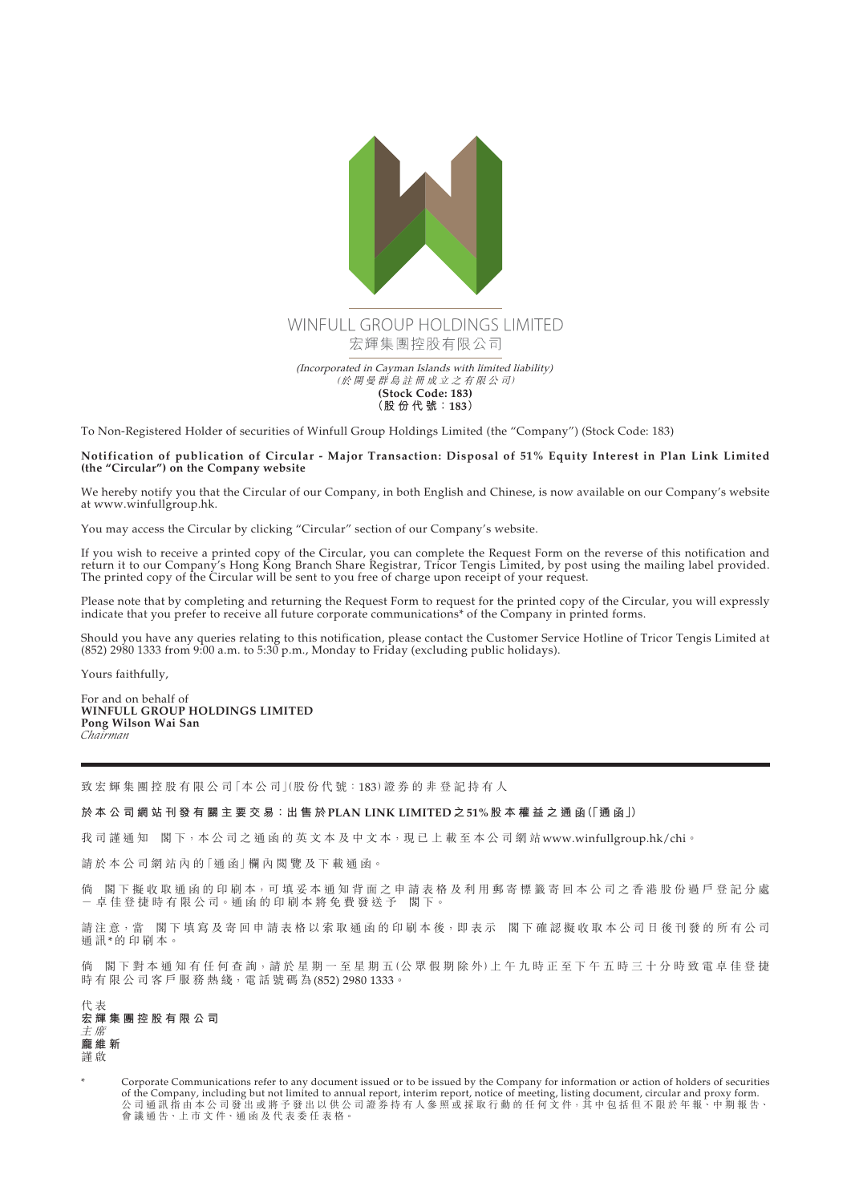WINFULL GROUP HOLDINGS LIMITED

宏輝集團控股有限公司

*(Incorporated in Cayman Islands with limited liability)*

*(於開曼群島註冊成立之有限公司)*

**(Stock Code: 183)**

**(股份代號：183)**

To Non-Registered Holder of securities of Winfull Group Holdings Limited (the "Company") (Stock Code: 183)

**Notification of publication of Circular - Major Transaction: Disposal of 51% Equity Interest in Plan Link Limited (the "Circular") on the Company website**

We hereby notify you that the Circular of our Company, in both English and Chinese, is now available on our Company's website at www.winfullgroup.hk.

You may access the Circular by clicking "Circular" section of our Company's website.

If you wish to receive a printed copy of the Circular, you can complete the Request Form on the reverse of this notification and return it to our Company's Hong Kong Branch Share Registrar, Tricor Tengis Limited, by post using the mailing label provided. The printed copy of the Circular will be sent to you free of charge upon receipt of your request.

Please note that by completing and returning the Request Form to request for the printed copy of the Circular, you will expressly indicate that you prefer to receive all future corporate communications* of the Company in printed forms.

Should you have any queries relating to this notification, please contact the Customer Service Hotline of Tricor Tengis Limited at (852) 2980 1333 from 9:00 a.m. to 5:30 p.m., Monday to Friday (excluding public holidays).

Yours faithfully,

For and on behalf of

**WINFULL GROUP HOLDINGS LIMITED**

**Pong Wilson Wai San**

*Chairman*

---

致宏輝集團控股有限公司「本公司」(股份代號：183)證券的非登記持有人

**於本公司網站刊發有關主要交易：出售於PLAN LINK LIMITED之51%股本權益之通函(「通函」)**

我司謹通知　閣下，本公司之通函的英文本及中文本，現已上載至本公司網站www.winfullgroup.hk/chi。

請於本公司網站內的「通函」欄內閱覽及下載通函。

倘　閣下擬收取通函的印刷本，可填妥本通知背面之申請表格及利用郵寄標籤寄回本公司之香港股份過戶登記分處－卓佳登捷時有限公司。通函的印刷本將免費發送予　閣下。

請注意，當　閣下填寫及寄回申請表格以索取通函的印刷本後，即表示　閣下確認擬收取本公司日後刊發的所有公司通訊*的印刷本。

倘　閣下對本通知有任何查詢，請於星期一至星期五(公眾假期除外)上午九時正至下午五時三十分時致電卓佳登捷時有限公司客戶服務熱綫，電話號碼為(852) 2980 1333。

代表

**宏輝集團控股有限公司**

*主席*

**龐維新**

謹啟

\* Corporate Communications refer to any document issued or to be issued by the Company for information or action of holders of securities of the Company, including but not limited to annual report, interim report, notice of meeting, listing document, circular and proxy form.
公司通訊指由本公司發出或將予發出以供公司證券持有人參照或採取行動的任何文件，其中包括但不限於年報、中期報告、會議通告、上市文件、通函及代表委任表格。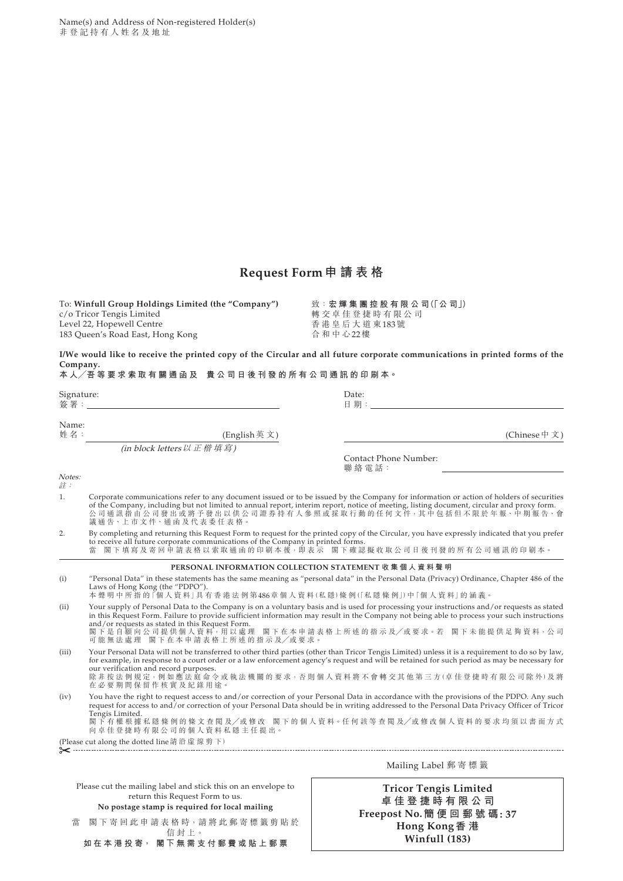Name(s) and Address of Non-registered Holder(s)
非登記持有人姓名及地址

# Request Form 申請表格

To: **Winfull Group Holdings Limited (the "Company")**
c/o Tricor Tengis Limited
Level 22, Hopewell Centre
183 Queen's Road East, Hong Kong

致：**宏輝集團控股有限公司(「公司」)**
轉交卓佳登捷時有限公司
香港皇后大道東183號
合和中心22樓

**I/We would like to receive the printed copy of the Circular and all future corporate communications in printed forms of the Company.**
**本人／吾等要求索取有關通函及 貴公司日後刊發的所有公司通訊的印刷本。**

Signature:
簽署：

Date:
日期：

Name:
姓名： (English 英文) (Chinese 中文)
*(in block letters 以正楷填寫)*

Contact Phone Number:
聯絡電話：

*Notes:*
*註：*

1. Corporate communications refer to any document issued or to be issued by the Company for information or action of holders of securities of the Company, including but not limited to annual report, interim report, notice of meeting, listing document, circular and proxy form.
公司通訊指由公司發出或將予發出以供公司證券持有人參照或採取行動的任何文件，其中包括但不限於年報、中期報告、會議通告、上市文件、通函及代表委任表格。

2. By completing and returning this Request Form to request for the printed copy of the Circular, you have expressly indicated that you prefer to receive all future corporate communications of the Company in printed forms.
當 閣下填寫及寄回申請表格以索取通函的印刷本後，即表示 閣下確認擬收取公司日後刊發的所有公司通訊的印刷本。

**PERSONAL INFORMATION COLLECTION STATEMENT 收集個人資料聲明**

(i) "Personal Data" in these statements has the same meaning as "personal data" in the Personal Data (Privacy) Ordinance, Chapter 486 of the Laws of Hong Kong (the "PDPO").
本聲明中所指的「個人資料」具有香港法例第486章個人資料(私隱)條例(「私隱條例」)中「個人資料」的涵義。

(ii) Your supply of Personal Data to the Company is on a voluntary basis and is used for processing your instructions and/or requests as stated in this Request Form. Failure to provide sufficient information may result in the Company not being able to process your such instructions and/or requests as stated in this Request Form.
閣下是自願向公司提供個人資料，用以處理 閣下在本申請表格上所述的指示及／或要求。若 閣下未能提供足夠資料，公司可能無法處理 閣下在本申請表格上所述的指示及／或要求。

(iii) Your Personal Data will not be transferred to other third parties (other than Tricor Tengis Limited) unless it is a requirement to do so by law, for example, in response to a court order or a law enforcement agency's request and will be retained for such period as may be necessary for our verification and record purposes.
除非按法例規定，例如應法庭命令或執法機關的要求，否則個人資料將不會轉交其他第三方(卓佳登捷時有限公司除外)及將在必要期間保留作核實及紀錄用途。

(iv) You have the right to request access to and/or correction of your Personal Data in accordance with the provisions of the PDPO. Any such request for access to and/or correction of your Personal Data should be in writing addressed to the Personal Data Privacy Officer of Tricor Tengis Limited.
閣下有權根據私隱條例的條文查閱及／或修改 閣下的個人資料。任何該等查閱及／或修改個人資料的要求均須以書面方式向卓佳登捷時有限公司的個人資料私隱主任提出。

(Please cut along the dotted line 請沿虛線剪下)

Mailing Label 郵寄標籤

Please cut the mailing label and stick this on an envelope to return this Request Form to us.
**No postage stamp is required for local mailing**

當 閣下寄回此申請表格時，請將此郵寄標籤剪貼於信封上。
**如在本港投寄， 閣下無需支付郵費或貼上郵票**

**Tricor Tengis Limited**
**卓佳登捷時有限公司**
**Freepost No. 簡便回郵號碼: 37**
**Hong Kong 香港**
**Winfull (183)**